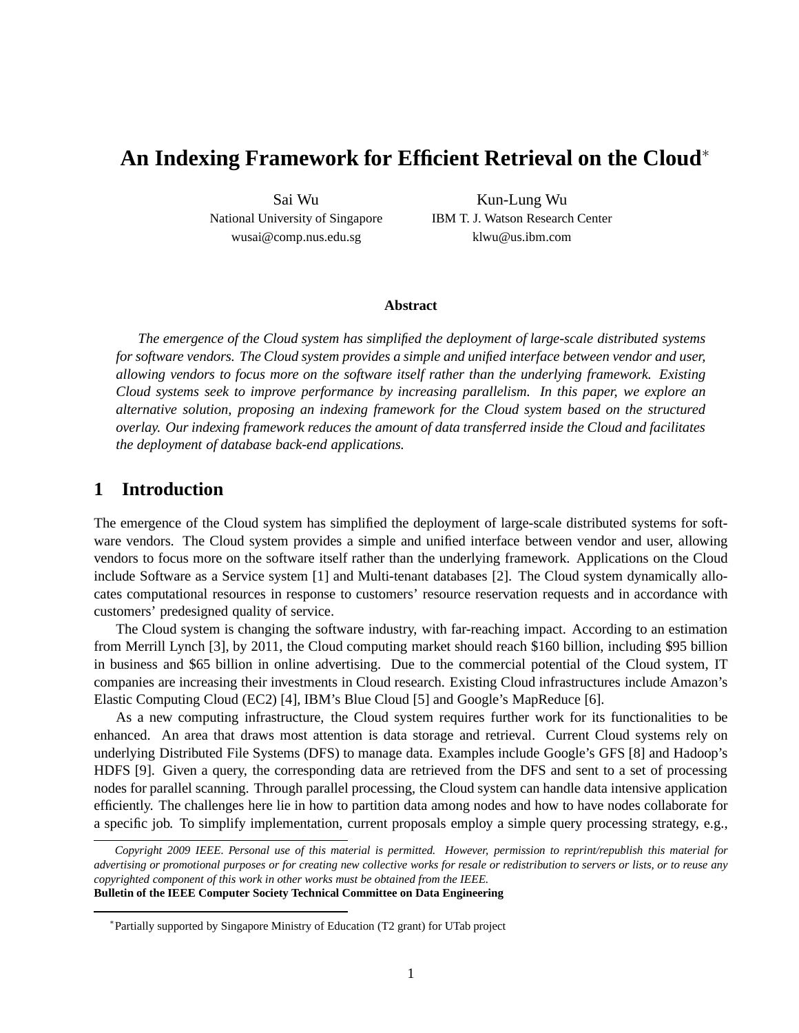# An Indexing Framework for Efficient Retrieval on the Cloud*

Sai Wu
National University of Singapore
wusai@comp.nus.edu.sg

Kun-Lung Wu
IBM T. J. Watson Research Center
klwu@us.ibm.com

**Abstract**

*The emergence of the Cloud system has simplified the deployment of large-scale distributed systems for software vendors. The Cloud system provides a simple and unified interface between vendor and user, allowing vendors to focus more on the software itself rather than the underlying framework. Existing Cloud systems seek to improve performance by increasing parallelism. In this paper, we explore an alternative solution, proposing an indexing framework for the Cloud system based on the structured overlay. Our indexing framework reduces the amount of data transferred inside the Cloud and facilitates the deployment of database back-end applications.*

## 1 Introduction

The emergence of the Cloud system has simplified the deployment of large-scale distributed systems for software vendors. The Cloud system provides a simple and unified interface between vendor and user, allowing vendors to focus more on the software itself rather than the underlying framework. Applications on the Cloud include Software as a Service system [1] and Multi-tenant databases [2]. The Cloud system dynamically allocates computational resources in response to customers' resource reservation requests and in accordance with customers' predesigned quality of service.

The Cloud system is changing the software industry, with far-reaching impact. According to an estimation from Merrill Lynch [3], by 2011, the Cloud computing market should reach \$160 billion, including \$95 billion in business and \$65 billion in online advertising. Due to the commercial potential of the Cloud system, IT companies are increasing their investments in Cloud research. Existing Cloud infrastructures include Amazon's Elastic Computing Cloud (EC2) [4], IBM's Blue Cloud [5] and Google's MapReduce [6].

As a new computing infrastructure, the Cloud system requires further work for its functionalities to be enhanced. An area that draws most attention is data storage and retrieval. Current Cloud systems rely on underlying Distributed File Systems (DFS) to manage data. Examples include Google's GFS [8] and Hadoop's HDFS [9]. Given a query, the corresponding data are retrieved from the DFS and sent to a set of processing nodes for parallel scanning. Through parallel processing, the Cloud system can handle data intensive application efficiently. The challenges here lie in how to partition data among nodes and how to have nodes collaborate for a specific job. To simplify implementation, current proposals employ a simple query processing strategy, e.g.,

*Copyright 2009 IEEE. Personal use of this material is permitted. However, permission to reprint/republish this material for advertising or promotional purposes or for creating new collective works for resale or redistribution to servers or lists, or to reuse any copyrighted component of this work in other works must be obtained from the IEEE.*
**Bulletin of the IEEE Computer Society Technical Committee on Data Engineering**

*Partially supported by Singapore Ministry of Education (T2 grant) for UTab project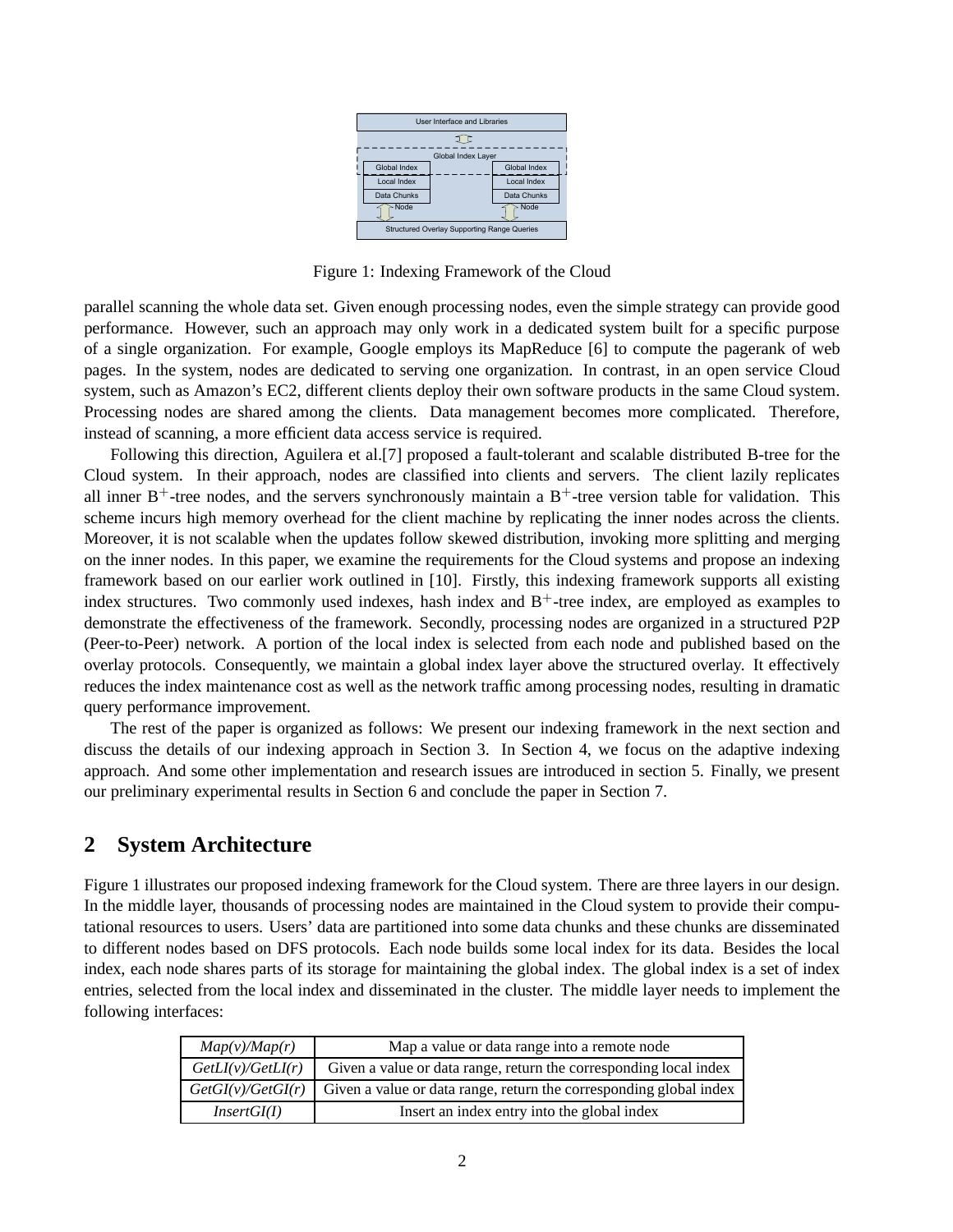Figure 1: Indexing Framework of the Cloud

parallel scanning the whole data set. Given enough processing nodes, even the simple strategy can provide good performance. However, such an approach may only work in a dedicated system built for a specific purpose of a single organization. For example, Google employs its MapReduce [6] to compute the pagerank of web pages. In the system, nodes are dedicated to serving one organization. In contrast, in an open service Cloud system, such as Amazon's EC2, different clients deploy their own software products in the same Cloud system. Processing nodes are shared among the clients. Data management becomes more complicated. Therefore, instead of scanning, a more efficient data access service is required.

Following this direction, Aguilera et al.[7] proposed a fault-tolerant and scalable distributed B-tree for the Cloud system. In their approach, nodes are classified into clients and servers. The client lazily replicates all inner $B^+$-tree nodes, and the servers synchronously maintain a $B^+$-tree version table for validation. This scheme incurs high memory overhead for the client machine by replicating the inner nodes across the clients. Moreover, it is not scalable when the updates follow skewed distribution, invoking more splitting and merging on the inner nodes. In this paper, we examine the requirements for the Cloud systems and propose an indexing framework based on our earlier work outlined in [10]. Firstly, this indexing framework supports all existing index structures. Two commonly used indexes, hash index and $B^+$-tree index, are employed as examples to demonstrate the effectiveness of the framework. Secondly, processing nodes are organized in a structured P2P (Peer-to-Peer) network. A portion of the local index is selected from each node and published based on the overlay protocols. Consequently, we maintain a global index layer above the structured overlay. It effectively reduces the index maintenance cost as well as the network traffic among processing nodes, resulting in dramatic query performance improvement.

The rest of the paper is organized as follows: We present our indexing framework in the next section and discuss the details of our indexing approach in Section 3. In Section 4, we focus on the adaptive indexing approach. And some other implementation and research issues are introduced in section 5. Finally, we present our preliminary experimental results in Section 6 and conclude the paper in Section 7.

## 2 System Architecture

Figure 1 illustrates our proposed indexing framework for the Cloud system. There are three layers in our design. In the middle layer, thousands of processing nodes are maintained in the Cloud system to provide their computational resources to users. Users' data are partitioned into some data chunks and these chunks are disseminated to different nodes based on DFS protocols. Each node builds some local index for its data. Besides the local index, each node shares parts of its storage for maintaining the global index. The global index is a set of index entries, selected from the local index and disseminated in the cluster. The middle layer needs to implement the following interfaces:

| *Map(v)/Map(r)* | Map a value or data range into a remote node |
|---|---|
| *GetLI(v)/GetLI(r)* | Given a value or data range, return the corresponding local index |
| *GetGI(v)/GetGI(r)* | Given a value or data range, return the corresponding global index |
| *InsertGI(I)* | Insert an index entry into the global index |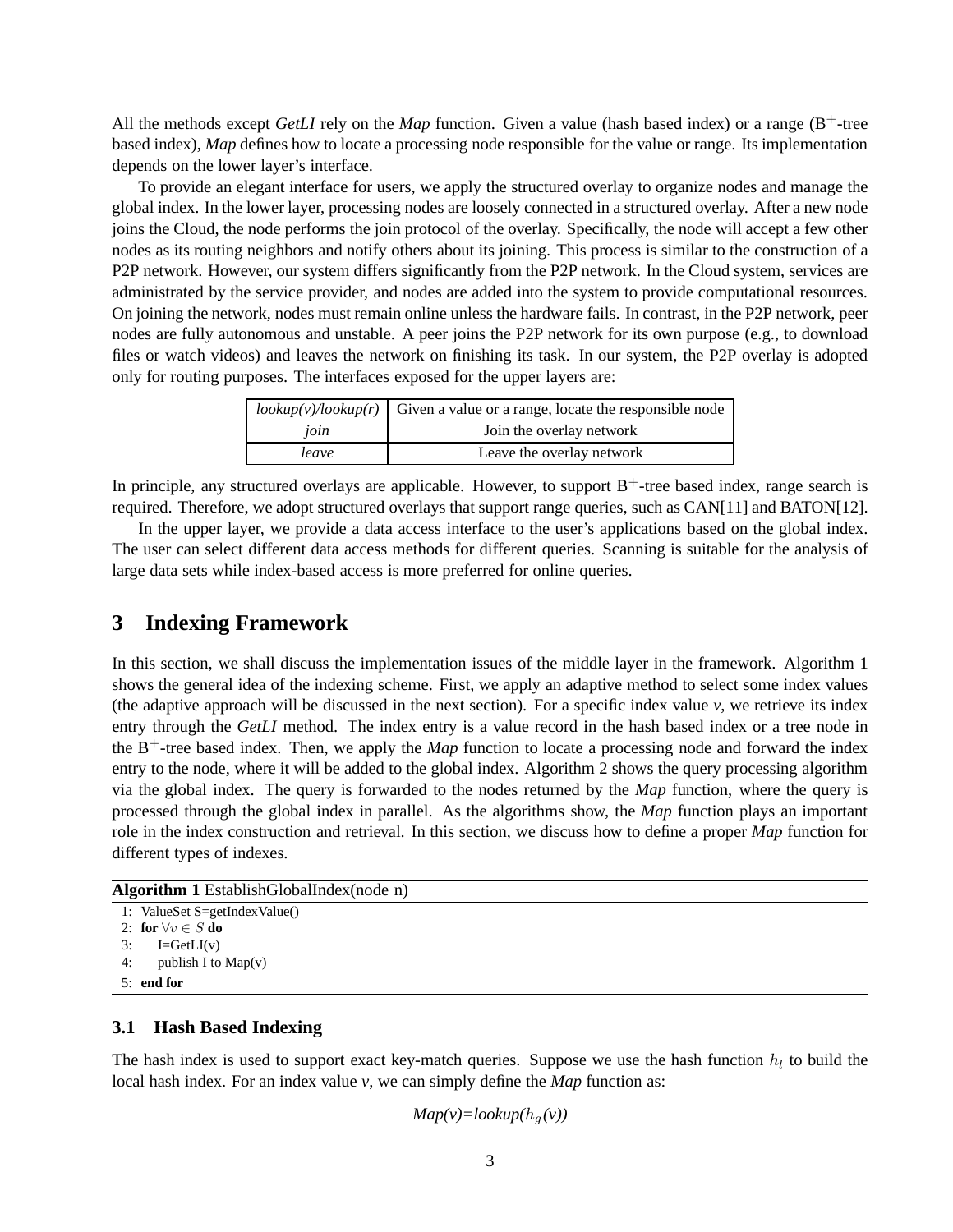All the methods except *GetLI* rely on the *Map* function. Given a value (hash based index) or a range ($B^+$-tree based index), *Map* defines how to locate a processing node responsible for the value or range. Its implementation depends on the lower layer's interface.

To provide an elegant interface for users, we apply the structured overlay to organize nodes and manage the global index. In the lower layer, processing nodes are loosely connected in a structured overlay. After a new node joins the Cloud, the node performs the join protocol of the overlay. Specifically, the node will accept a few other nodes as its routing neighbors and notify others about its joining. This process is similar to the construction of a P2P network. However, our system differs significantly from the P2P network. In the Cloud system, services are administrated by the service provider, and nodes are added into the system to provide computational resources. On joining the network, nodes must remain online unless the hardware fails. In contrast, in the P2P network, peer nodes are fully autonomous and unstable. A peer joins the P2P network for its own purpose (e.g., to download files or watch videos) and leaves the network on finishing its task. In our system, the P2P overlay is adopted only for routing purposes. The interfaces exposed for the upper layers are:

| *lookup(v)/lookup(r)* | Given a value or a range, locate the responsible node |
|---|---|
| *join* | Join the overlay network |
| *leave* | Leave the overlay network |

In principle, any structured overlays are applicable. However, to support $B^+$-tree based index, range search is required. Therefore, we adopt structured overlays that support range queries, such as CAN[11] and BATON[12].

In the upper layer, we provide a data access interface to the user's applications based on the global index. The user can select different data access methods for different queries. Scanning is suitable for the analysis of large data sets while index-based access is more preferred for online queries.

## 3 Indexing Framework

In this section, we shall discuss the implementation issues of the middle layer in the framework. Algorithm 1 shows the general idea of the indexing scheme. First, we apply an adaptive method to select some index values (the adaptive approach will be discussed in the next section). For a specific index value *v*, we retrieve its index entry through the *GetLI* method. The index entry is a value record in the hash based index or a tree node in the $B^+$-tree based index. Then, we apply the *Map* function to locate a processing node and forward the index entry to the node, where it will be added to the global index. Algorithm 2 shows the query processing algorithm via the global index. The query is forwarded to the nodes returned by the *Map* function, where the query is processed through the global index in parallel. As the algorithms show, the *Map* function plays an important role in the index construction and retrieval. In this section, we discuss how to define a proper *Map* function for different types of indexes.

**Algorithm 1** EstablishGlobalIndex(node n)

```
1: ValueSet S=getIndexValue()
2: for ∀v ∈ S do
3:     I=GetLI(v)
4:     publish I to Map(v)
5: end for
```

### 3.1 Hash Based Indexing

The hash index is used to support exact key-match queries. Suppose we use the hash function $h_l$ to build the local hash index. For an index value *v*, we can simply define the *Map* function as:

$$Map(v)=lookup(h_g(v))$$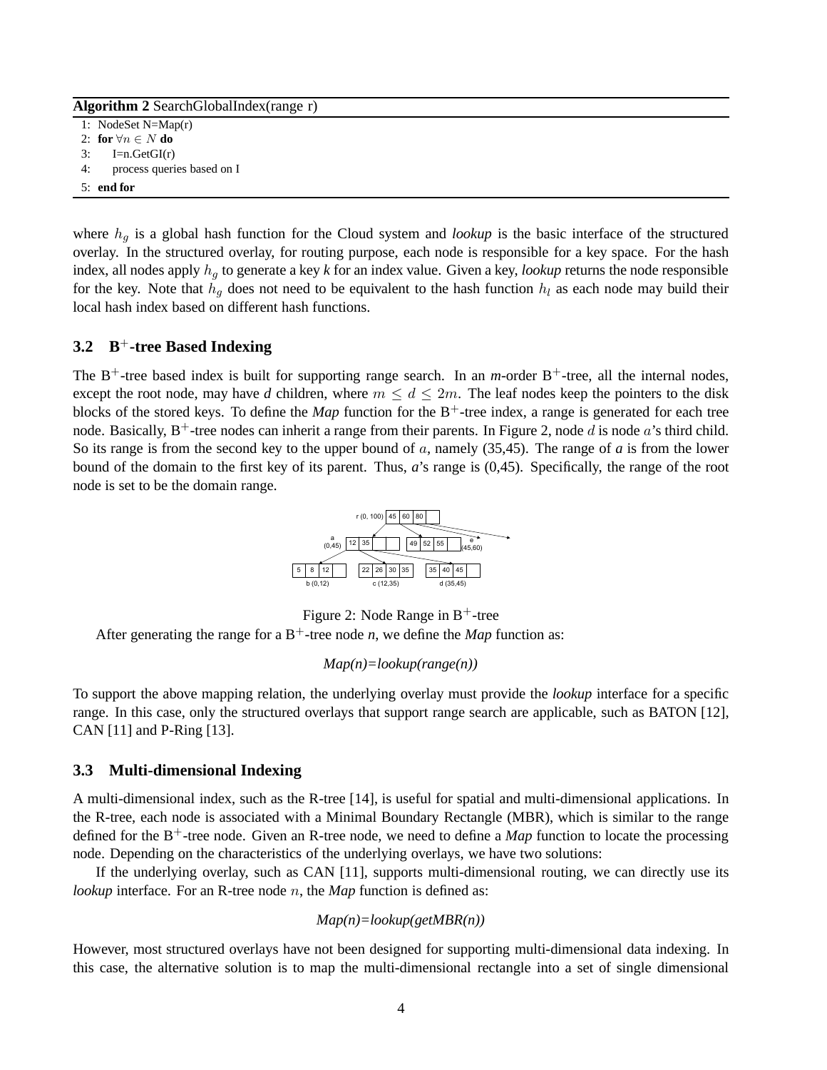**Algorithm 2** SearchGlobalIndex(range r)

```
1: NodeSet N=Map(r)
2: for ∀n ∈ N do
3:     I=n.GetGI(r)
4:     process queries based on I
5: end for
```

where $h_g$ is a global hash function for the Cloud system and *lookup* is the basic interface of the structured overlay. In the structured overlay, for routing purpose, each node is responsible for a key space. For the hash index, all nodes apply $h_g$ to generate a key *k* for an index value. Given a key, *lookup* returns the node responsible for the key. Note that $h_g$ does not need to be equivalent to the hash function $h_l$ as each node may build their local hash index based on different hash functions.

### 3.2 B$^+$-tree Based Indexing

The B$^+$-tree based index is built for supporting range search. In an *m*-order B$^+$-tree, all the internal nodes, except the root node, may have *d* children, where $m \leq d \leq 2m$. The leaf nodes keep the pointers to the disk blocks of the stored keys. To define the *Map* function for the B$^+$-tree index, a range is generated for each tree node. Basically, B$^+$-tree nodes can inherit a range from their parents. In Figure 2, node $d$ is node $a$'s third child. So its range is from the second key to the upper bound of $a$, namely (35,45). The range of *a* is from the lower bound of the domain to the first key of its parent. Thus, *a*'s range is (0,45). Specifically, the range of the root node is set to be the domain range.

Figure 2: Node Range in B$^+$-tree

After generating the range for a B$^+$-tree node *n*, we define the *Map* function as:

$$Map(n)=lookup(range(n))$$

To support the above mapping relation, the underlying overlay must provide the *lookup* interface for a specific range. In this case, only the structured overlays that support range search are applicable, such as BATON [12], CAN [11] and P-Ring [13].

### 3.3 Multi-dimensional Indexing

A multi-dimensional index, such as the R-tree [14], is useful for spatial and multi-dimensional applications. In the R-tree, each node is associated with a Minimal Boundary Rectangle (MBR), which is similar to the range defined for the B$^+$-tree node. Given an R-tree node, we need to define a *Map* function to locate the processing node. Depending on the characteristics of the underlying overlays, we have two solutions:

If the underlying overlay, such as CAN [11], supports multi-dimensional routing, we can directly use its *lookup* interface. For an R-tree node $n$, the *Map* function is defined as:

$$Map(n)=lookup(getMBR(n))$$

However, most structured overlays have not been designed for supporting multi-dimensional data indexing. In this case, the alternative solution is to map the multi-dimensional rectangle into a set of single dimensional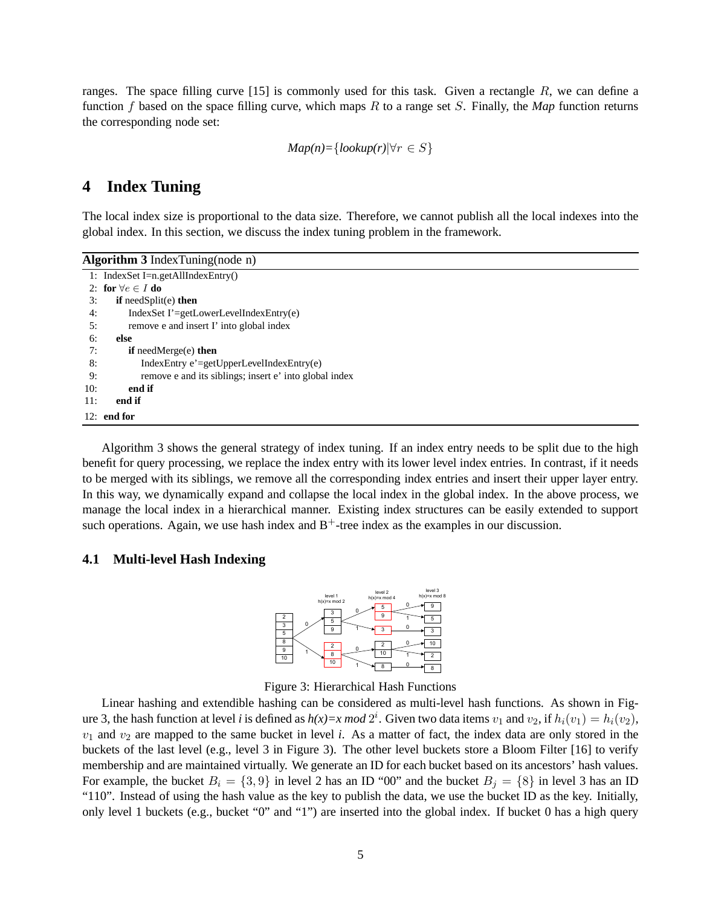ranges. The space filling curve [15] is commonly used for this task. Given a rectangle $R$, we can define a function $f$ based on the space filling curve, which maps $R$ to a range set $S$. Finally, the *Map* function returns the corresponding node set:

$$\textit{Map(n)}=\{\textit{lookup(r)}|\forall r \in S\}$$

# 4 Index Tuning

The local index size is proportional to the data size. Therefore, we cannot publish all the local indexes into the global index. In this section, we discuss the index tuning problem in the framework.

**Algorithm 3** IndexTuning(node n)

```
1: IndexSet I=n.getAllIndexEntry()
2: for ∀e ∈ I do
3:     if needSplit(e) then
4:         IndexSet I'=getLowerLevelIndexEntry(e)
5:         remove e and insert I' into global index
6:     else
7:         if needMerge(e) then
8:             IndexEntry e'=getUpperLevelIndexEntry(e)
9:             remove e and its siblings; insert e' into global index
10:        end if
11:    end if
12: end for
```

Algorithm 3 shows the general strategy of index tuning. If an index entry needs to be split due to the high benefit for query processing, we replace the index entry with its lower level index entries. In contrast, if it needs to be merged with its siblings, we remove all the corresponding index entries and insert their upper layer entry. In this way, we dynamically expand and collapse the local index in the global index. In the above process, we manage the local index in a hierarchical manner. Existing index structures can be easily extended to support such operations. Again, we use hash index and B$^{+}$-tree index as the examples in our discussion.

## 4.1 Multi-level Hash Indexing

Figure 3: Hierarchical Hash Functions

Linear hashing and extendible hashing can be considered as multi-level hash functions. As shown in Figure 3, the hash function at level *i* is defined as *h(x)=x mod* $2^i$. Given two data items $v_1$ and $v_2$, if $h_i(v_1) = h_i(v_2)$, $v_1$ and $v_2$ are mapped to the same bucket in level *i*. As a matter of fact, the index data are only stored in the buckets of the last level (e.g., level 3 in Figure 3). The other level buckets store a Bloom Filter [16] to verify membership and are maintained virtually. We generate an ID for each bucket based on its ancestors' hash values. For example, the bucket $B_i = \{3, 9\}$ in level 2 has an ID "00" and the bucket $B_j = \{8\}$ in level 3 has an ID "110". Instead of using the hash value as the key to publish the data, we use the bucket ID as the key. Initially, only level 1 buckets (e.g., bucket "0" and "1") are inserted into the global index. If bucket 0 has a high query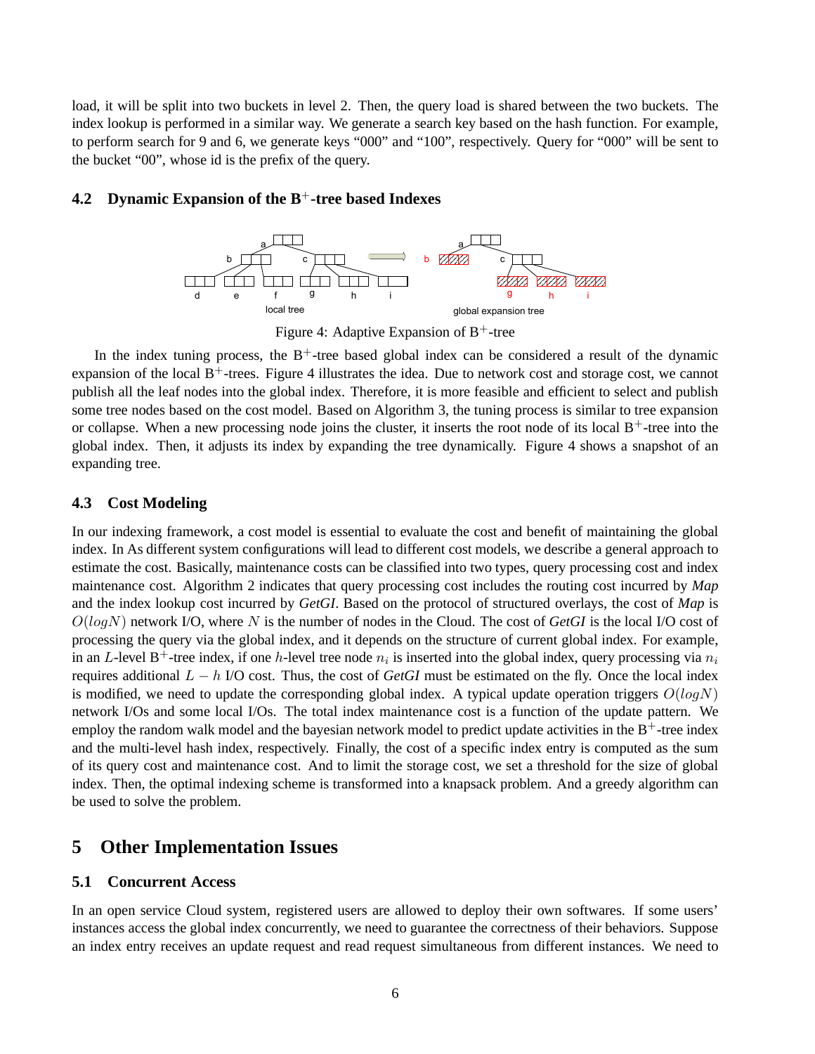load, it will be split into two buckets in level 2. Then, the query load is shared between the two buckets. The index lookup is performed in a similar way. We generate a search key based on the hash function. For example, to perform search for 9 and 6, we generate keys "000" and "100", respectively. Query for "000" will be sent to the bucket "00", whose id is the prefix of the query.

### 4.2 Dynamic Expansion of the B$^+$-tree based Indexes

Figure 4: Adaptive Expansion of B$^+$-tree

In the index tuning process, the B$^+$-tree based global index can be considered a result of the dynamic expansion of the local B$^+$-trees. Figure 4 illustrates the idea. Due to network cost and storage cost, we cannot publish all the leaf nodes into the global index. Therefore, it is more feasible and efficient to select and publish some tree nodes based on the cost model. Based on Algorithm 3, the tuning process is similar to tree expansion or collapse. When a new processing node joins the cluster, it inserts the root node of its local B$^+$-tree into the global index. Then, it adjusts its index by expanding the tree dynamically. Figure 4 shows a snapshot of an expanding tree.

### 4.3 Cost Modeling

In our indexing framework, a cost model is essential to evaluate the cost and benefit of maintaining the global index. In As different system configurations will lead to different cost models, we describe a general approach to estimate the cost. Basically, maintenance costs can be classified into two types, query processing cost and index maintenance cost. Algorithm 2 indicates that query processing cost includes the routing cost incurred by *Map* and the index lookup cost incurred by *GetGI*. Based on the protocol of structured overlays, the cost of *Map* is $O(logN)$ network I/O, where $N$ is the number of nodes in the Cloud. The cost of *GetGI* is the local I/O cost of processing the query via the global index, and it depends on the structure of current global index. For example, in an $L$-level B$^+$-tree index, if one $h$-level tree node $n_i$ is inserted into the global index, query processing via $n_i$ requires additional $L - h$ I/O cost. Thus, the cost of *GetGI* must be estimated on the fly. Once the local index is modified, we need to update the corresponding global index. A typical update operation triggers $O(logN)$ network I/Os and some local I/Os. The total index maintenance cost is a function of the update pattern. We employ the random walk model and the bayesian network model to predict update activities in the B$^+$-tree index and the multi-level hash index, respectively. Finally, the cost of a specific index entry is computed as the sum of its query cost and maintenance cost. And to limit the storage cost, we set a threshold for the size of global index. Then, the optimal indexing scheme is transformed into a knapsack problem. And a greedy algorithm can be used to solve the problem.

## 5 Other Implementation Issues

### 5.1 Concurrent Access

In an open service Cloud system, registered users are allowed to deploy their own softwares. If some users' instances access the global index concurrently, we need to guarantee the correctness of their behaviors. Suppose an index entry receives an update request and read request simultaneously from different instances. We need to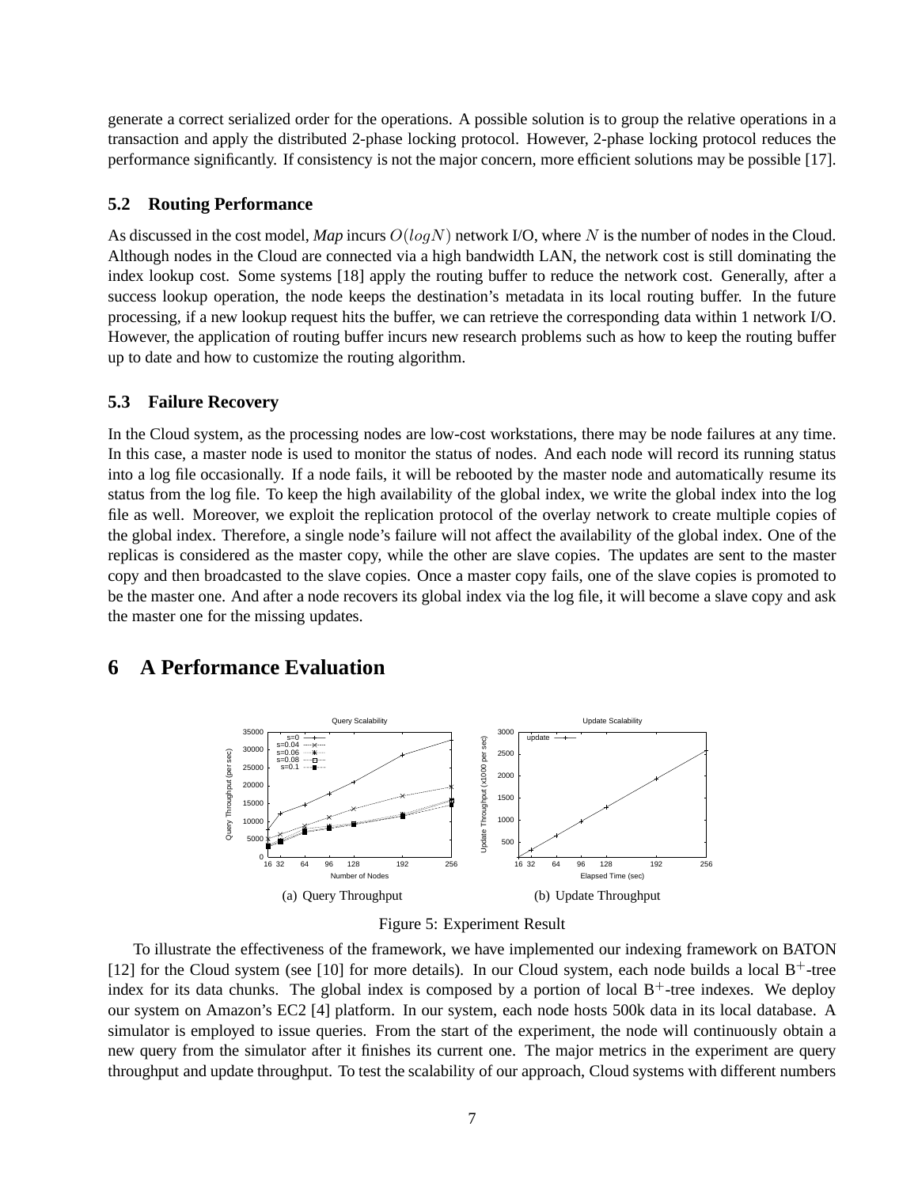generate a correct serialized order for the operations. A possible solution is to group the relative operations in a transaction and apply the distributed 2-phase locking protocol. However, 2-phase locking protocol reduces the performance significantly. If consistency is not the major concern, more efficient solutions may be possible [17].

### 5.2 Routing Performance

As discussed in the cost model, *Map* incurs $O(logN)$ network I/O, where $N$ is the number of nodes in the Cloud. Although nodes in the Cloud are connected via a high bandwidth LAN, the network cost is still dominating the index lookup cost. Some systems [18] apply the routing buffer to reduce the network cost. Generally, after a success lookup operation, the node keeps the destination's metadata in its local routing buffer. In the future processing, if a new lookup request hits the buffer, we can retrieve the corresponding data within 1 network I/O. However, the application of routing buffer incurs new research problems such as how to keep the routing buffer up to date and how to customize the routing algorithm.

### 5.3 Failure Recovery

In the Cloud system, as the processing nodes are low-cost workstations, there may be node failures at any time. In this case, a master node is used to monitor the status of nodes. And each node will record its running status into a log file occasionally. If a node fails, it will be rebooted by the master node and automatically resume its status from the log file. To keep the high availability of the global index, we write the global index into the log file as well. Moreover, we exploit the replication protocol of the overlay network to create multiple copies of the global index. Therefore, a single node's failure will not affect the availability of the global index. One of the replicas is considered as the master copy, while the other are slave copies. The updates are sent to the master copy and then broadcasted to the slave copies. Once a master copy fails, one of the slave copies is promoted to be the master one. And after a node recovers its global index via the log file, it will become a slave copy and ask the master one for the missing updates.

## 6 A Performance Evaluation

(a) Query Throughput

(b) Update Throughput

Figure 5: Experiment Result

To illustrate the effectiveness of the framework, we have implemented our indexing framework on BATON [12] for the Cloud system (see [10] for more details). In our Cloud system, each node builds a local $B^+$-tree index for its data chunks. The global index is composed by a portion of local $B^+$-tree indexes. We deploy our system on Amazon's EC2 [4] platform. In our system, each node hosts 500k data in its local database. A simulator is employed to issue queries. From the start of the experiment, the node will continuously obtain a new query from the simulator after it finishes its current one. The major metrics in the experiment are query throughput and update throughput. To test the scalability of our approach, Cloud systems with different numbers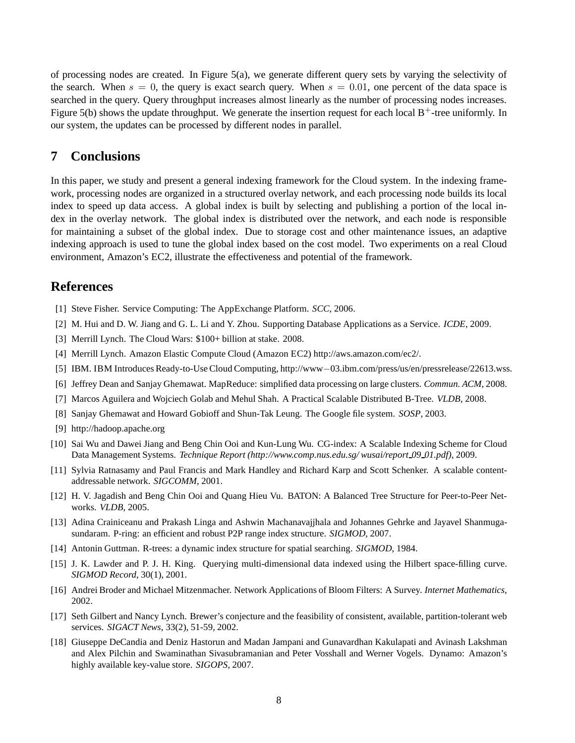of processing nodes are created. In Figure 5(a), we generate different query sets by varying the selectivity of the search. When $s = 0$, the query is exact search query. When $s = 0.01$, one percent of the data space is searched in the query. Query throughput increases almost linearly as the number of processing nodes increases. Figure 5(b) shows the update throughput. We generate the insertion request for each local $B^+$-tree uniformly. In our system, the updates can be processed by different nodes in parallel.

## 7 Conclusions

In this paper, we study and present a general indexing framework for the Cloud system. In the indexing framework, processing nodes are organized in a structured overlay network, and each processing node builds its local index to speed up data access. A global index is built by selecting and publishing a portion of the local index in the overlay network. The global index is distributed over the network, and each node is responsible for maintaining a subset of the global index. Due to storage cost and other maintenance issues, an adaptive indexing approach is used to tune the global index based on the cost model. Two experiments on a real Cloud environment, Amazon's EC2, illustrate the effectiveness and potential of the framework.

## References

[1] Steve Fisher. Service Computing: The AppExchange Platform. *SCC*, 2006.

[2] M. Hui and D. W. Jiang and G. L. Li and Y. Zhou. Supporting Database Applications as a Service. *ICDE*, 2009.

[3] Merrill Lynch. The Cloud Wars: $100+ billion at stake. 2008.

[4] Merrill Lynch. Amazon Elastic Compute Cloud (Amazon EC2) http://aws.amazon.com/ec2/.

[5] IBM. IBM Introduces Ready-to-Use Cloud Computing, http://www−03.ibm.com/press/us/en/pressrelease/22613.wss.

[6] Jeffrey Dean and Sanjay Ghemawat. MapReduce: simplified data processing on large clusters. *Commun. ACM*, 2008.

[7] Marcos Aguilera and Wojciech Golab and Mehul Shah. A Practical Scalable Distributed B-Tree. *VLDB*, 2008.

[8] Sanjay Ghemawat and Howard Gobioff and Shun-Tak Leung. The Google file system. *SOSP*, 2003.

[9] http://hadoop.apache.org

[10] Sai Wu and Dawei Jiang and Beng Chin Ooi and Kun-Lung Wu. CG-index: A Scalable Indexing Scheme for Cloud Data Management Systems. *Technique Report (http://www.comp.nus.edu.sg/ wusai/report_09_01.pdf)*, 2009.

[11] Sylvia Ratnasamy and Paul Francis and Mark Handley and Richard Karp and Scott Schenker. A scalable content-addressable network. *SIGCOMM*, 2001.

[12] H. V. Jagadish and Beng Chin Ooi and Quang Hieu Vu. BATON: A Balanced Tree Structure for Peer-to-Peer Networks. *VLDB*, 2005.

[13] Adina Crainiceanu and Prakash Linga and Ashwin Machanavajjhala and Johannes Gehrke and Jayavel Shanmugasundaram. P-ring: an efficient and robust P2P range index structure. *SIGMOD*, 2007.

[14] Antonin Guttman. R-trees: a dynamic index structure for spatial searching. *SIGMOD*, 1984.

[15] J. K. Lawder and P. J. H. King. Querying multi-dimensional data indexed using the Hilbert space-filling curve. *SIGMOD Record*, 30(1), 2001.

[16] Andrei Broder and Michael Mitzenmacher. Network Applications of Bloom Filters: A Survey. *Internet Mathematics*, 2002.

[17] Seth Gilbert and Nancy Lynch. Brewer's conjecture and the feasibility of consistent, available, partition-tolerant web services. *SIGACT News*, 33(2), 51-59, 2002.

[18] Giuseppe DeCandia and Deniz Hastorun and Madan Jampani and Gunavardhan Kakulapati and Avinash Lakshman and Alex Pilchin and Swaminathan Sivasubramanian and Peter Vosshall and Werner Vogels. Dynamo: Amazon's highly available key-value store. *SIGOPS*, 2007.